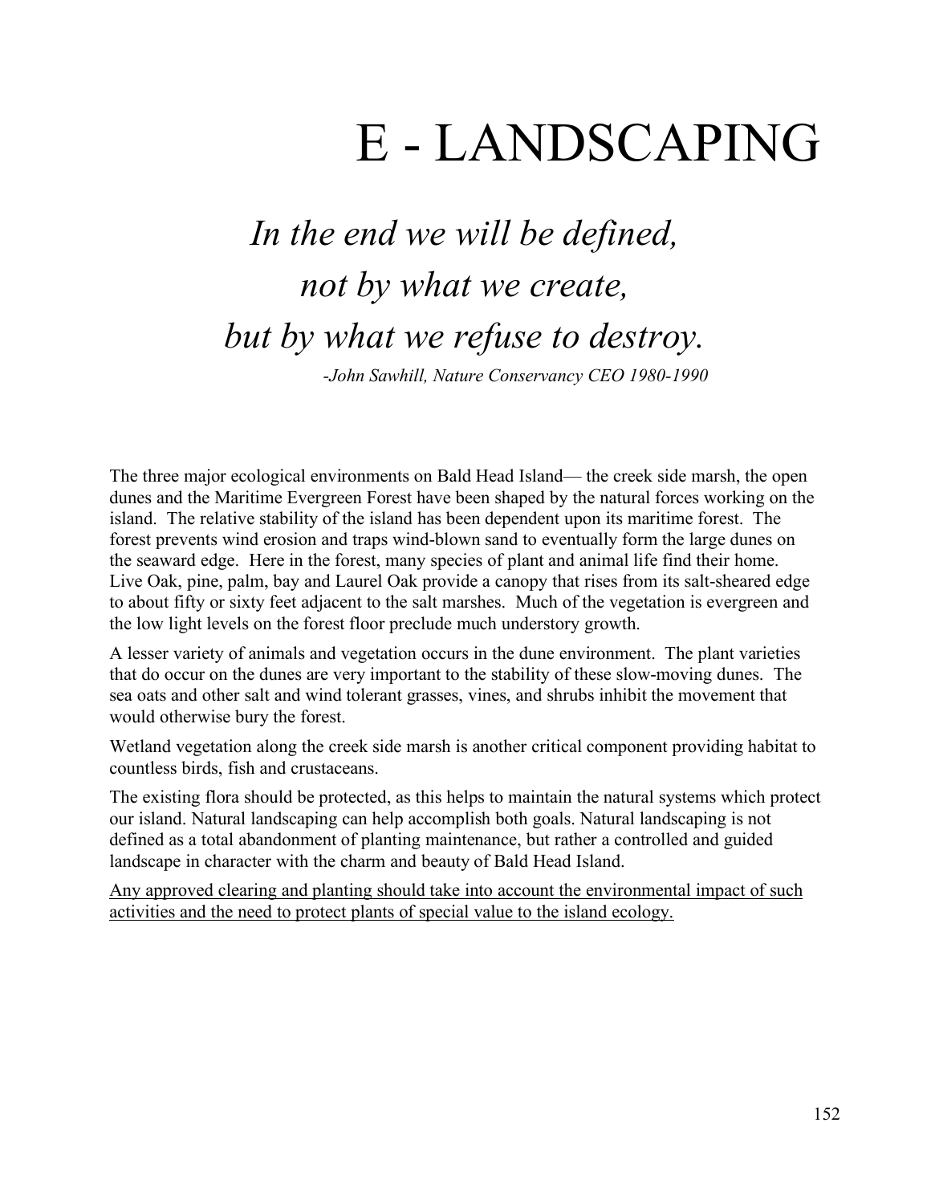# E - LANDSCAPING

*In the end we will be defined,*
*not by what we create,*
*but by what we refuse to destroy.*

*-John Sawhill, Nature Conservancy CEO 1980-1990*

The three major ecological environments on Bald Head Island— the creek side marsh, the open dunes and the Maritime Evergreen Forest have been shaped by the natural forces working on the island. The relative stability of the island has been dependent upon its maritime forest. The forest prevents wind erosion and traps wind-blown sand to eventually form the large dunes on the seaward edge. Here in the forest, many species of plant and animal life find their home. Live Oak, pine, palm, bay and Laurel Oak provide a canopy that rises from its salt-sheared edge to about fifty or sixty feet adjacent to the salt marshes. Much of the vegetation is evergreen and the low light levels on the forest floor preclude much understory growth.

A lesser variety of animals and vegetation occurs in the dune environment. The plant varieties that do occur on the dunes are very important to the stability of these slow-moving dunes. The sea oats and other salt and wind tolerant grasses, vines, and shrubs inhibit the movement that would otherwise bury the forest.

Wetland vegetation along the creek side marsh is another critical component providing habitat to countless birds, fish and crustaceans.

The existing flora should be protected, as this helps to maintain the natural systems which protect our island. Natural landscaping can help accomplish both goals. Natural landscaping is not defined as a total abandonment of planting maintenance, but rather a controlled and guided landscape in character with the charm and beauty of Bald Head Island.

<u>Any approved clearing and planting should take into account the environmental impact of such activities and the need to protect plants of special value to the island ecology.</u>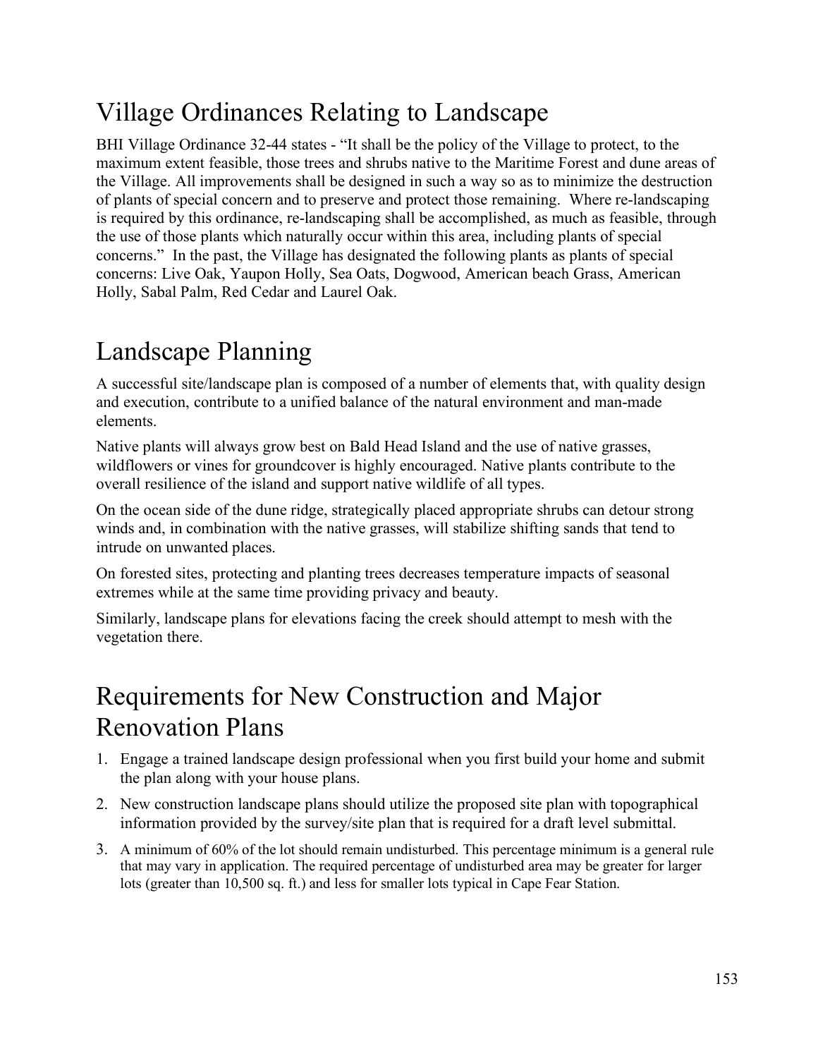# Village Ordinances Relating to Landscape

BHI Village Ordinance 32-44 states - "It shall be the policy of the Village to protect, to the maximum extent feasible, those trees and shrubs native to the Maritime Forest and dune areas of the Village. All improvements shall be designed in such a way so as to minimize the destruction of plants of special concern and to preserve and protect those remaining. Where re-landscaping is required by this ordinance, re-landscaping shall be accomplished, as much as feasible, through the use of those plants which naturally occur within this area, including plants of special concerns." In the past, the Village has designated the following plants as plants of special concerns: Live Oak, Yaupon Holly, Sea Oats, Dogwood, American beach Grass, American Holly, Sabal Palm, Red Cedar and Laurel Oak.

# Landscape Planning

A successful site/landscape plan is composed of a number of elements that, with quality design and execution, contribute to a unified balance of the natural environment and man-made elements.

Native plants will always grow best on Bald Head Island and the use of native grasses, wildflowers or vines for groundcover is highly encouraged. Native plants contribute to the overall resilience of the island and support native wildlife of all types.

On the ocean side of the dune ridge, strategically placed appropriate shrubs can detour strong winds and, in combination with the native grasses, will stabilize shifting sands that tend to intrude on unwanted places.

On forested sites, protecting and planting trees decreases temperature impacts of seasonal extremes while at the same time providing privacy and beauty.

Similarly, landscape plans for elevations facing the creek should attempt to mesh with the vegetation there.

# Requirements for New Construction and Major Renovation Plans

1. Engage a trained landscape design professional when you first build your home and submit the plan along with your house plans.
2. New construction landscape plans should utilize the proposed site plan with topographical information provided by the survey/site plan that is required for a draft level submittal.
3. A minimum of 60% of the lot should remain undisturbed. This percentage minimum is a general rule that may vary in application. The required percentage of undisturbed area may be greater for larger lots (greater than 10,500 sq. ft.) and less for smaller lots typical in Cape Fear Station.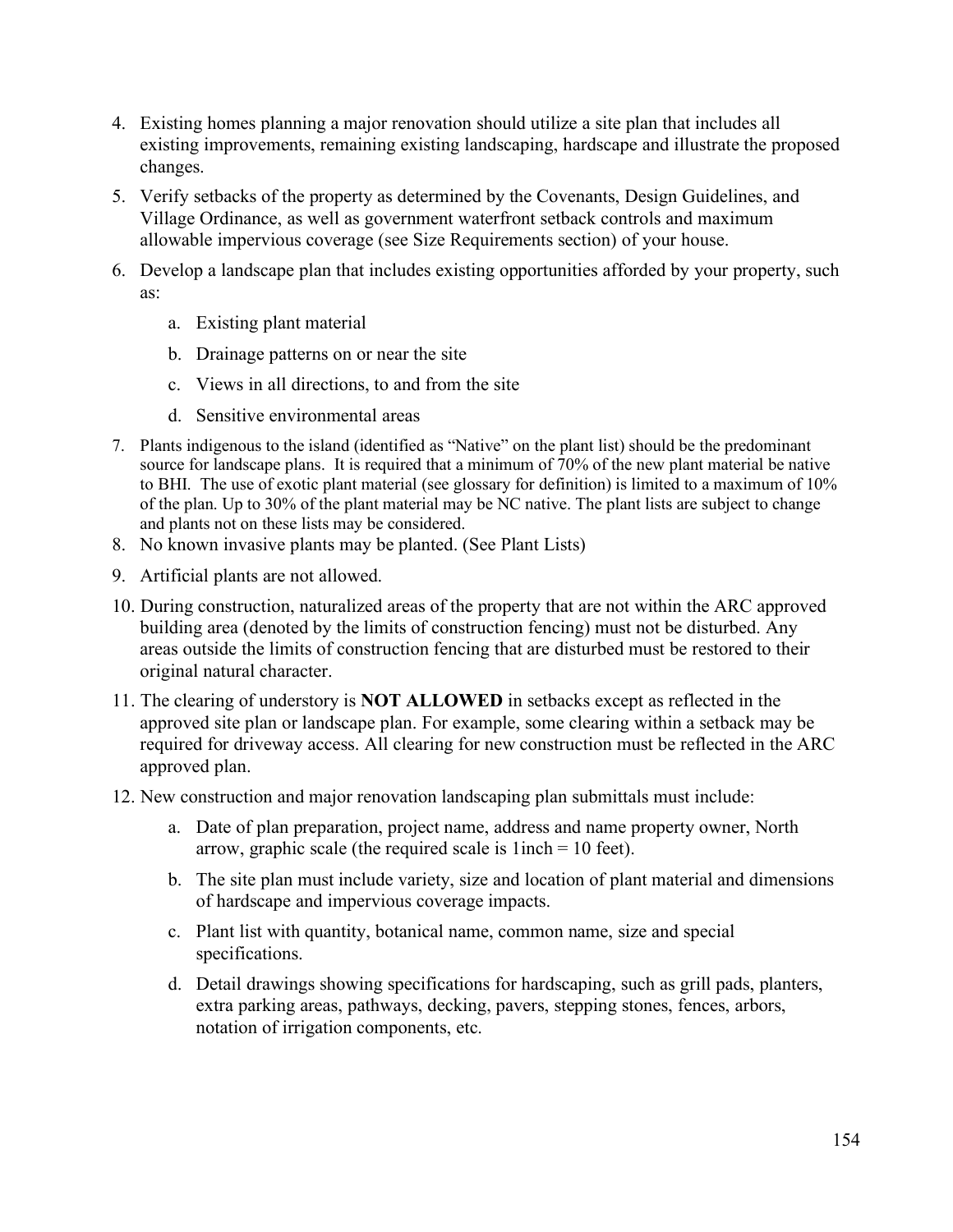4. Existing homes planning a major renovation should utilize a site plan that includes all existing improvements, remaining existing landscaping, hardscape and illustrate the proposed changes.
5. Verify setbacks of the property as determined by the Covenants, Design Guidelines, and Village Ordinance, as well as government waterfront setback controls and maximum allowable impervious coverage (see Size Requirements section) of your house.
6. Develop a landscape plan that includes existing opportunities afforded by your property, such as:
    a. Existing plant material
    b. Drainage patterns on or near the site
    c. Views in all directions, to and from the site
    d. Sensitive environmental areas
7. Plants indigenous to the island (identified as "Native" on the plant list) should be the predominant source for landscape plans. It is required that a minimum of 70% of the new plant material be native to BHI. The use of exotic plant material (see glossary for definition) is limited to a maximum of 10% of the plan. Up to 30% of the plant material may be NC native. The plant lists are subject to change and plants not on these lists may be considered.
8. No known invasive plants may be planted. (See Plant Lists)
9. Artificial plants are not allowed.
10. During construction, naturalized areas of the property that are not within the ARC approved building area (denoted by the limits of construction fencing) must not be disturbed. Any areas outside the limits of construction fencing that are disturbed must be restored to their original natural character.
11. The clearing of understory is **NOT ALLOWED** in setbacks except as reflected in the approved site plan or landscape plan. For example, some clearing within a setback may be required for driveway access. All clearing for new construction must be reflected in the ARC approved plan.
12. New construction and major renovation landscaping plan submittals must include:
    a. Date of plan preparation, project name, address and name property owner, North arrow, graphic scale (the required scale is 1inch = 10 feet).
    b. The site plan must include variety, size and location of plant material and dimensions of hardscape and impervious coverage impacts.
    c. Plant list with quantity, botanical name, common name, size and special specifications.
    d. Detail drawings showing specifications for hardscaping, such as grill pads, planters, extra parking areas, pathways, decking, pavers, stepping stones, fences, arbors, notation of irrigation components, etc.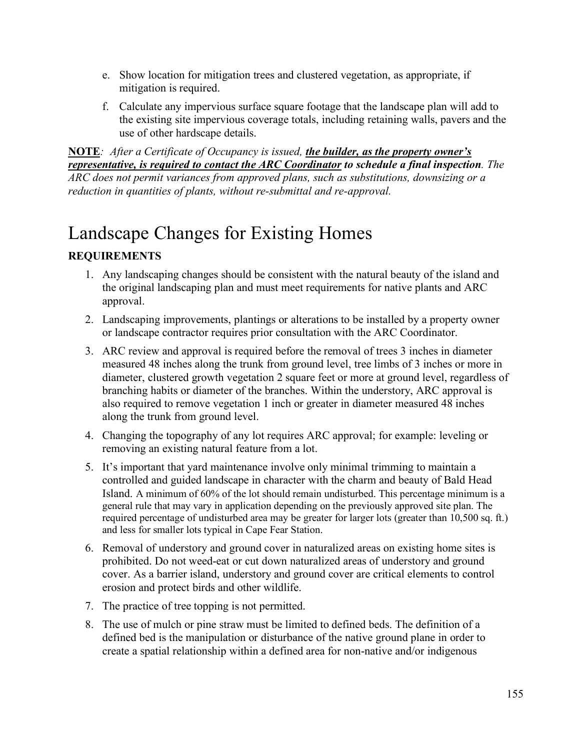e. Show location for mitigation trees and clustered vegetation, as appropriate, if mitigation is required.

f. Calculate any impervious surface square footage that the landscape plan will add to the existing site impervious coverage totals, including retaining walls, pavers and the use of other hardscape details.

**NOTE**: *After a Certificate of Occupancy is issued,* ***the builder, as the property owner's representative, is required to contact the ARC Coordinator*** ***to schedule a final inspection****. The ARC does not permit variances from approved plans, such as substitutions, downsizing or a reduction in quantities of plants, without re-submittal and re-approval.*

# Landscape Changes for Existing Homes

**REQUIREMENTS**

1. Any landscaping changes should be consistent with the natural beauty of the island and the original landscaping plan and must meet requirements for native plants and ARC approval.
2. Landscaping improvements, plantings or alterations to be installed by a property owner or landscape contractor requires prior consultation with the ARC Coordinator.
3. ARC review and approval is required before the removal of trees 3 inches in diameter measured 48 inches along the trunk from ground level, tree limbs of 3 inches or more in diameter, clustered growth vegetation 2 square feet or more at ground level, regardless of branching habits or diameter of the branches. Within the understory, ARC approval is also required to remove vegetation 1 inch or greater in diameter measured 48 inches along the trunk from ground level.
4. Changing the topography of any lot requires ARC approval; for example: leveling or removing an existing natural feature from a lot.
5. It's important that yard maintenance involve only minimal trimming to maintain a controlled and guided landscape in character with the charm and beauty of Bald Head Island. A minimum of 60% of the lot should remain undisturbed. This percentage minimum is a general rule that may vary in application depending on the previously approved site plan. The required percentage of undisturbed area may be greater for larger lots (greater than 10,500 sq. ft.) and less for smaller lots typical in Cape Fear Station.
6. Removal of understory and ground cover in naturalized areas on existing home sites is prohibited. Do not weed-eat or cut down naturalized areas of understory and ground cover. As a barrier island, understory and ground cover are critical elements to control erosion and protect birds and other wildlife.
7. The practice of tree topping is not permitted.
8. The use of mulch or pine straw must be limited to defined beds. The definition of a defined bed is the manipulation or disturbance of the native ground plane in order to create a spatial relationship within a defined area for non-native and/or indigenous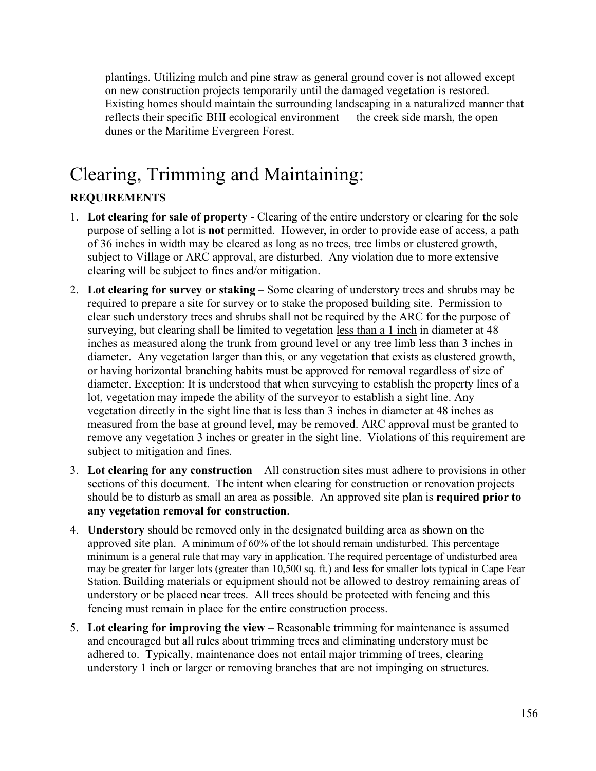plantings. Utilizing mulch and pine straw as general ground cover is not allowed except on new construction projects temporarily until the damaged vegetation is restored. Existing homes should maintain the surrounding landscaping in a naturalized manner that reflects their specific BHI ecological environment — the creek side marsh, the open dunes or the Maritime Evergreen Forest.

# Clearing, Trimming and Maintaining:

**REQUIREMENTS**

1. **Lot clearing for sale of property** - Clearing of the entire understory or clearing for the sole purpose of selling a lot is **not** permitted. However, in order to provide ease of access, a path of 36 inches in width may be cleared as long as no trees, tree limbs or clustered growth, subject to Village or ARC approval, are disturbed. Any violation due to more extensive clearing will be subject to fines and/or mitigation.
2. **Lot clearing for survey or staking** – Some clearing of understory trees and shrubs may be required to prepare a site for survey or to stake the proposed building site. Permission to clear such understory trees and shrubs shall not be required by the ARC for the purpose of surveying, but clearing shall be limited to vegetation <u>less than a 1 inch</u> in diameter at 48 inches as measured along the trunk from ground level or any tree limb less than 3 inches in diameter. Any vegetation larger than this, or any vegetation that exists as clustered growth, or having horizontal branching habits must be approved for removal regardless of size of diameter. Exception: It is understood that when surveying to establish the property lines of a lot, vegetation may impede the ability of the surveyor to establish a sight line. Any vegetation directly in the sight line that is <u>less than 3 inches</u> in diameter at 48 inches as measured from the base at ground level, may be removed. ARC approval must be granted to remove any vegetation 3 inches or greater in the sight line. Violations of this requirement are subject to mitigation and fines.
3. **Lot clearing for any construction** – All construction sites must adhere to provisions in other sections of this document. The intent when clearing for construction or renovation projects should be to disturb as small an area as possible. An approved site plan is **required prior to any vegetation removal for construction**.
4. **Understory** should be removed only in the designated building area as shown on the approved site plan. A minimum of 60% of the lot should remain undisturbed. This percentage minimum is a general rule that may vary in application. The required percentage of undisturbed area may be greater for larger lots (greater than 10,500 sq. ft.) and less for smaller lots typical in Cape Fear Station. Building materials or equipment should not be allowed to destroy remaining areas of understory or be placed near trees. All trees should be protected with fencing and this fencing must remain in place for the entire construction process.
5. **Lot clearing for improving the view** – Reasonable trimming for maintenance is assumed and encouraged but all rules about trimming trees and eliminating understory must be adhered to. Typically, maintenance does not entail major trimming of trees, clearing understory 1 inch or larger or removing branches that are not impinging on structures.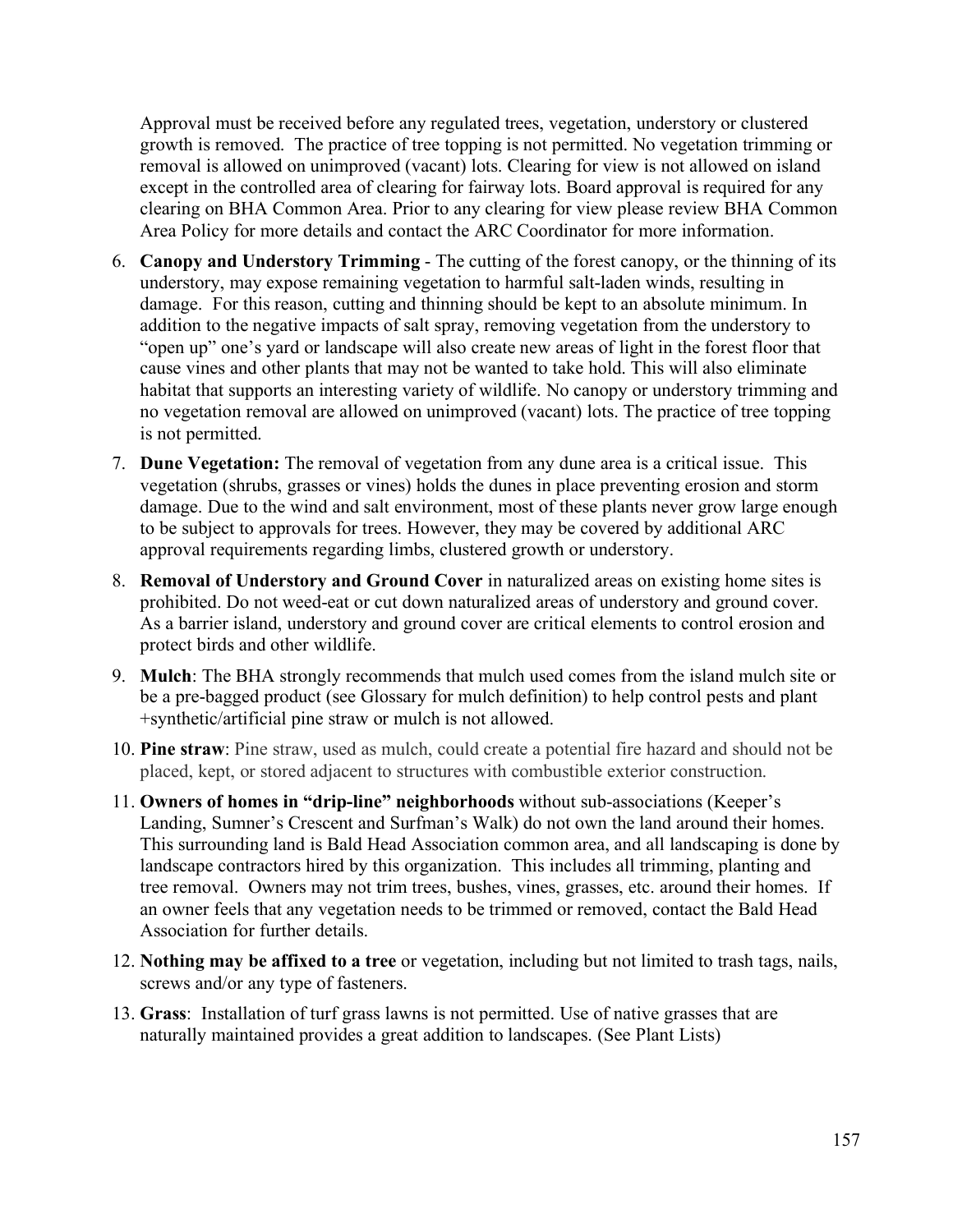Approval must be received before any regulated trees, vegetation, understory or clustered growth is removed. The practice of tree topping is not permitted. No vegetation trimming or removal is allowed on unimproved (vacant) lots. Clearing for view is not allowed on island except in the controlled area of clearing for fairway lots. Board approval is required for any clearing on BHA Common Area. Prior to any clearing for view please review BHA Common Area Policy for more details and contact the ARC Coordinator for more information.

6. **Canopy and Understory Trimming** - The cutting of the forest canopy, or the thinning of its understory, may expose remaining vegetation to harmful salt-laden winds, resulting in damage. For this reason, cutting and thinning should be kept to an absolute minimum. In addition to the negative impacts of salt spray, removing vegetation from the understory to "open up" one's yard or landscape will also create new areas of light in the forest floor that cause vines and other plants that may not be wanted to take hold. This will also eliminate habitat that supports an interesting variety of wildlife. No canopy or understory trimming and no vegetation removal are allowed on unimproved (vacant) lots. The practice of tree topping is not permitted.
7. **Dune Vegetation:** The removal of vegetation from any dune area is a critical issue. This vegetation (shrubs, grasses or vines) holds the dunes in place preventing erosion and storm damage. Due to the wind and salt environment, most of these plants never grow large enough to be subject to approvals for trees. However, they may be covered by additional ARC approval requirements regarding limbs, clustered growth or understory.
8. **Removal of Understory and Ground Cover** in naturalized areas on existing home sites is prohibited. Do not weed-eat or cut down naturalized areas of understory and ground cover. As a barrier island, understory and ground cover are critical elements to control erosion and protect birds and other wildlife.
9. **Mulch**: The BHA strongly recommends that mulch used comes from the island mulch site or be a pre-bagged product (see Glossary for mulch definition) to help control pests and plant +synthetic/artificial pine straw or mulch is not allowed.
10. **Pine straw**: Pine straw, used as mulch, could create a potential fire hazard and should not be placed, kept, or stored adjacent to structures with combustible exterior construction.
11. **Owners of homes in "drip-line" neighborhoods** without sub-associations (Keeper's Landing, Sumner's Crescent and Surfman's Walk) do not own the land around their homes. This surrounding land is Bald Head Association common area, and all landscaping is done by landscape contractors hired by this organization. This includes all trimming, planting and tree removal. Owners may not trim trees, bushes, vines, grasses, etc. around their homes. If an owner feels that any vegetation needs to be trimmed or removed, contact the Bald Head Association for further details.
12. **Nothing may be affixed to a tree** or vegetation, including but not limited to trash tags, nails, screws and/or any type of fasteners.
13. **Grass**: Installation of turf grass lawns is not permitted. Use of native grasses that are naturally maintained provides a great addition to landscapes. (See Plant Lists)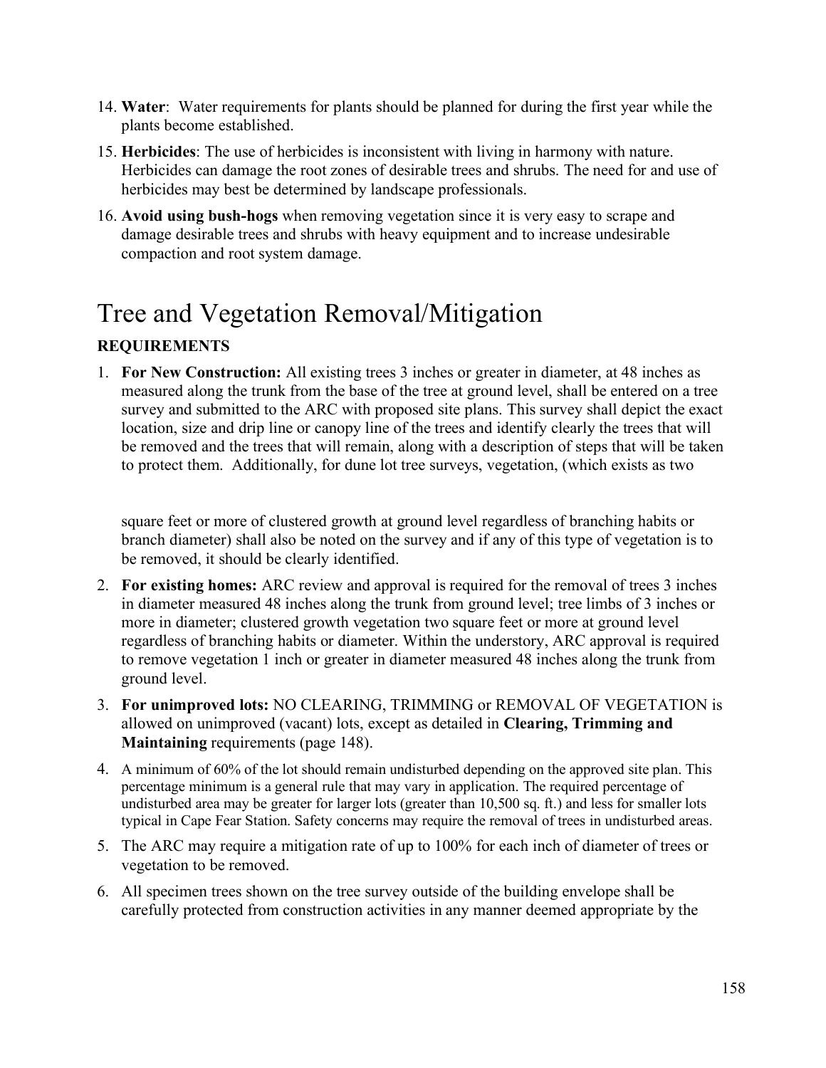14. **Water**: Water requirements for plants should be planned for during the first year while the plants become established.
15. **Herbicides**: The use of herbicides is inconsistent with living in harmony with nature. Herbicides can damage the root zones of desirable trees and shrubs. The need for and use of herbicides may best be determined by landscape professionals.
16. **Avoid using bush-hogs** when removing vegetation since it is very easy to scrape and damage desirable trees and shrubs with heavy equipment and to increase undesirable compaction and root system damage.

# Tree and Vegetation Removal/Mitigation

**REQUIREMENTS**

1. **For New Construction:** All existing trees 3 inches or greater in diameter, at 48 inches as measured along the trunk from the base of the tree at ground level, shall be entered on a tree survey and submitted to the ARC with proposed site plans. This survey shall depict the exact location, size and drip line or canopy line of the trees and identify clearly the trees that will be removed and the trees that will remain, along with a description of steps that will be taken to protect them. Additionally, for dune lot tree surveys, vegetation, (which exists as two square feet or more of clustered growth at ground level regardless of branching habits or branch diameter) shall also be noted on the survey and if any of this type of vegetation is to be removed, it should be clearly identified.
2. **For existing homes:** ARC review and approval is required for the removal of trees 3 inches in diameter measured 48 inches along the trunk from ground level; tree limbs of 3 inches or more in diameter; clustered growth vegetation two square feet or more at ground level regardless of branching habits or diameter. Within the understory, ARC approval is required to remove vegetation 1 inch or greater in diameter measured 48 inches along the trunk from ground level.
3. **For unimproved lots:** NO CLEARING, TRIMMING or REMOVAL OF VEGETATION is allowed on unimproved (vacant) lots, except as detailed in **Clearing, Trimming and Maintaining** requirements (page 148).
4. A minimum of 60% of the lot should remain undisturbed depending on the approved site plan. This percentage minimum is a general rule that may vary in application. The required percentage of undisturbed area may be greater for larger lots (greater than 10,500 sq. ft.) and less for smaller lots typical in Cape Fear Station. Safety concerns may require the removal of trees in undisturbed areas.
5. The ARC may require a mitigation rate of up to 100% for each inch of diameter of trees or vegetation to be removed.
6. All specimen trees shown on the tree survey outside of the building envelope shall be carefully protected from construction activities in any manner deemed appropriate by the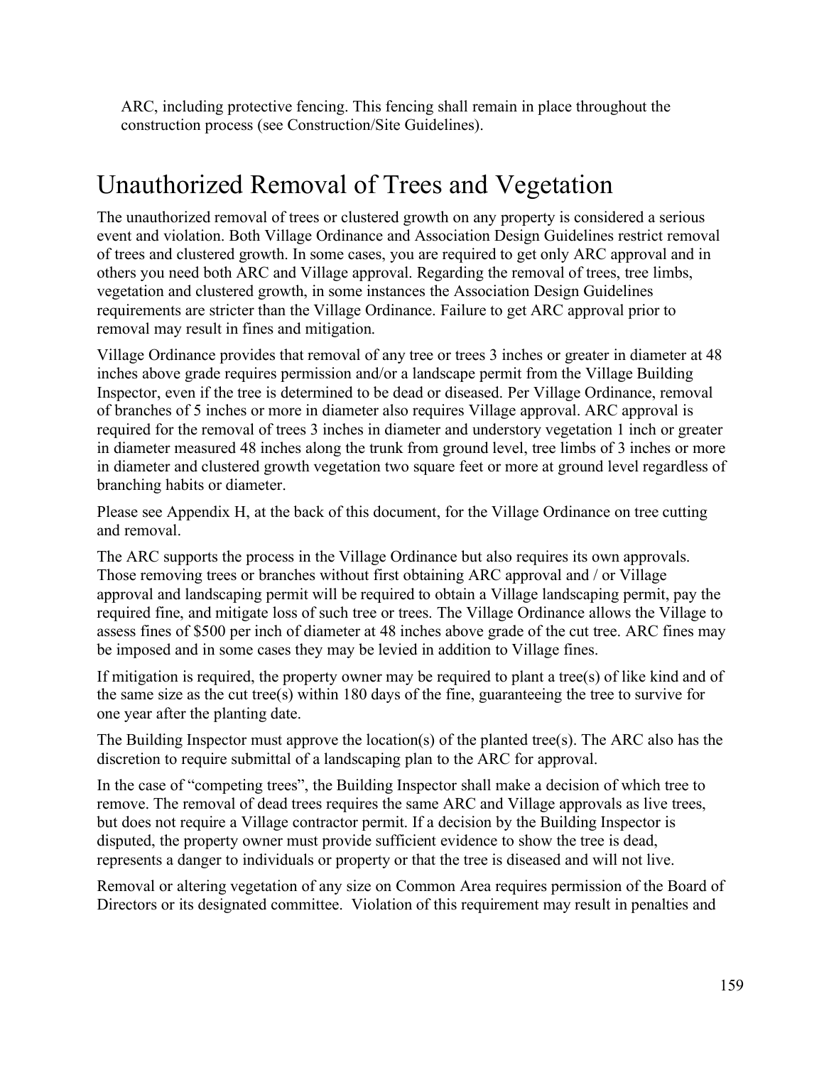ARC, including protective fencing. This fencing shall remain in place throughout the construction process (see Construction/Site Guidelines).

# Unauthorized Removal of Trees and Vegetation

The unauthorized removal of trees or clustered growth on any property is considered a serious event and violation. Both Village Ordinance and Association Design Guidelines restrict removal of trees and clustered growth. In some cases, you are required to get only ARC approval and in others you need both ARC and Village approval. Regarding the removal of trees, tree limbs, vegetation and clustered growth, in some instances the Association Design Guidelines requirements are stricter than the Village Ordinance. Failure to get ARC approval prior to removal may result in fines and mitigation.

Village Ordinance provides that removal of any tree or trees 3 inches or greater in diameter at 48 inches above grade requires permission and/or a landscape permit from the Village Building Inspector, even if the tree is determined to be dead or diseased. Per Village Ordinance, removal of branches of 5 inches or more in diameter also requires Village approval. ARC approval is required for the removal of trees 3 inches in diameter and understory vegetation 1 inch or greater in diameter measured 48 inches along the trunk from ground level, tree limbs of 3 inches or more in diameter and clustered growth vegetation two square feet or more at ground level regardless of branching habits or diameter.

Please see Appendix H, at the back of this document, for the Village Ordinance on tree cutting and removal.

The ARC supports the process in the Village Ordinance but also requires its own approvals. Those removing trees or branches without first obtaining ARC approval and / or Village approval and landscaping permit will be required to obtain a Village landscaping permit, pay the required fine, and mitigate loss of such tree or trees. The Village Ordinance allows the Village to assess fines of $500 per inch of diameter at 48 inches above grade of the cut tree. ARC fines may be imposed and in some cases they may be levied in addition to Village fines.

If mitigation is required, the property owner may be required to plant a tree(s) of like kind and of the same size as the cut tree(s) within 180 days of the fine, guaranteeing the tree to survive for one year after the planting date.

The Building Inspector must approve the location(s) of the planted tree(s). The ARC also has the discretion to require submittal of a landscaping plan to the ARC for approval.

In the case of "competing trees", the Building Inspector shall make a decision of which tree to remove. The removal of dead trees requires the same ARC and Village approvals as live trees, but does not require a Village contractor permit. If a decision by the Building Inspector is disputed, the property owner must provide sufficient evidence to show the tree is dead, represents a danger to individuals or property or that the tree is diseased and will not live.

Removal or altering vegetation of any size on Common Area requires permission of the Board of Directors or its designated committee. Violation of this requirement may result in penalties and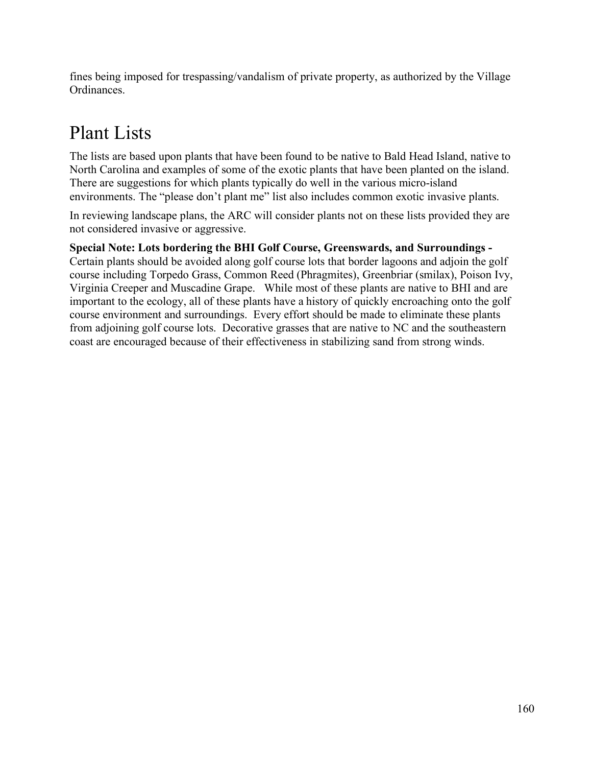fines being imposed for trespassing/vandalism of private property, as authorized by the Village Ordinances.

# Plant Lists

The lists are based upon plants that have been found to be native to Bald Head Island, native to North Carolina and examples of some of the exotic plants that have been planted on the island. There are suggestions for which plants typically do well in the various micro-island environments. The "please don't plant me" list also includes common exotic invasive plants.

In reviewing landscape plans, the ARC will consider plants not on these lists provided they are not considered invasive or aggressive.

**Special Note: Lots bordering the BHI Golf Course, Greenswards, and Surroundings -** Certain plants should be avoided along golf course lots that border lagoons and adjoin the golf course including Torpedo Grass, Common Reed (Phragmites), Greenbriar (smilax), Poison Ivy, Virginia Creeper and Muscadine Grape. While most of these plants are native to BHI and are important to the ecology, all of these plants have a history of quickly encroaching onto the golf course environment and surroundings. Every effort should be made to eliminate these plants from adjoining golf course lots. Decorative grasses that are native to NC and the southeastern coast are encouraged because of their effectiveness in stabilizing sand from strong winds.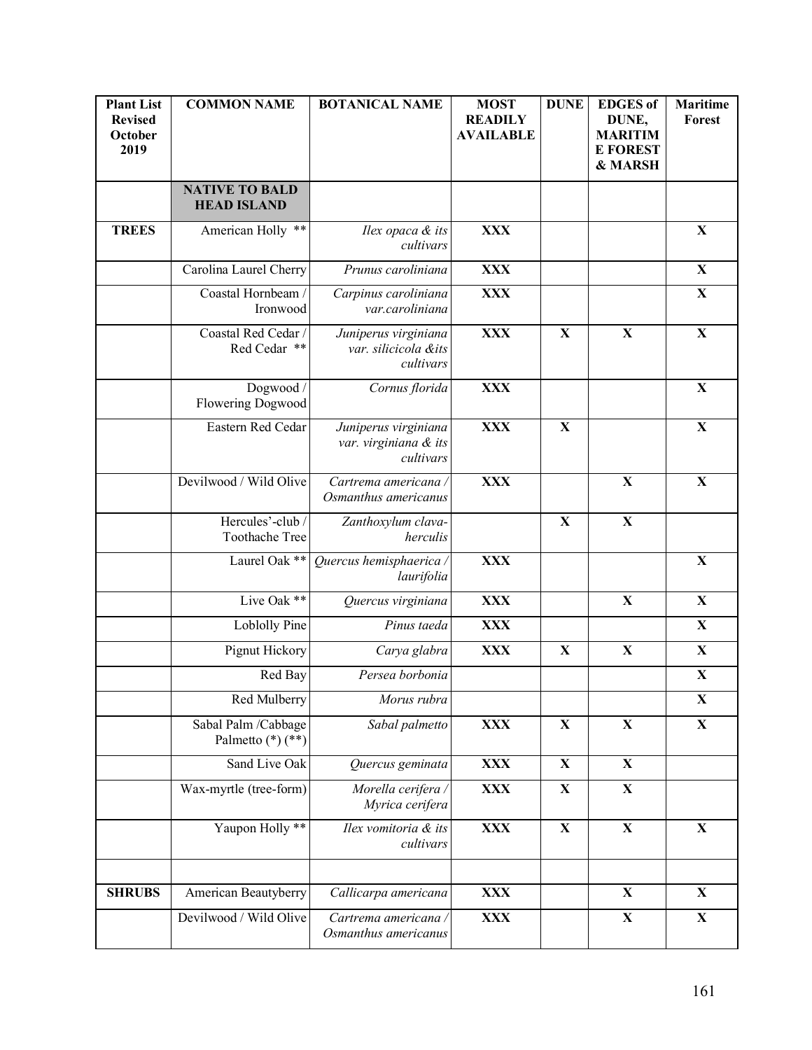| Plant List Revised October 2019 | COMMON NAME | BOTANICAL NAME | MOST READILY AVAILABLE | DUNE | EDGES of DUNE, MARITIME FOREST & MARSH | Maritime Forest |
|---|---|---|---|---|---|---|
| | **NATIVE TO BALD HEAD ISLAND** | | | | | |
| **TREES** | American Holly ** | *Ilex opaca & its cultivars* | **XXX** | | | **X** |
| | Carolina Laurel Cherry | *Prunus caroliniana* | **XXX** | | | **X** |
| | Coastal Hornbeam / Ironwood | *Carpinus caroliniana var.caroliniana* | **XXX** | | | **X** |
| | Coastal Red Cedar / Red Cedar ** | *Juniperus virginiana var. silicicola &its cultivars* | **XXX** | **X** | **X** | **X** |
| | Dogwood / Flowering Dogwood | *Cornus florida* | **XXX** | | | **X** |
| | Eastern Red Cedar | *Juniperus virginiana var. virginiana & its cultivars* | **XXX** | **X** | | **X** |
| | Devilwood / Wild Olive | *Cartrema americana / Osmanthus americanus* | **XXX** | | **X** | **X** |
| | Hercules'-club / Toothache Tree | *Zanthoxylum clava-herculis* | | **X** | **X** | |
| | Laurel Oak ** | *Quercus hemisphaerica / laurifolia* | **XXX** | | | **X** |
| | Live Oak ** | *Quercus virginiana* | **XXX** | | **X** | **X** |
| | Loblolly Pine | *Pinus taeda* | **XXX** | | | **X** |
| | Pignut Hickory | *Carya glabra* | **XXX** | **X** | **X** | **X** |
| | Red Bay | *Persea borbonia* | | | | **X** |
| | Red Mulberry | *Morus rubra* | | | | **X** |
| | Sabal Palm /Cabbage Palmetto (*) (**) | *Sabal palmetto* | **XXX** | **X** | **X** | **X** |
| | Sand Live Oak | *Quercus geminata* | **XXX** | **X** | **X** | |
| | Wax-myrtle (tree-form) | *Morella cerifera / Myrica cerifera* | **XXX** | **X** | **X** | |
| | Yaupon Holly ** | *Ilex vomitoria & its cultivars* | **XXX** | **X** | **X** | **X** |
| | | | | | | |
| **SHRUBS** | American Beautyberry | *Callicarpa americana* | **XXX** | | **X** | **X** |
| | Devilwood / Wild Olive | *Cartrema americana / Osmanthus americanus* | **XXX** | | **X** | **X** |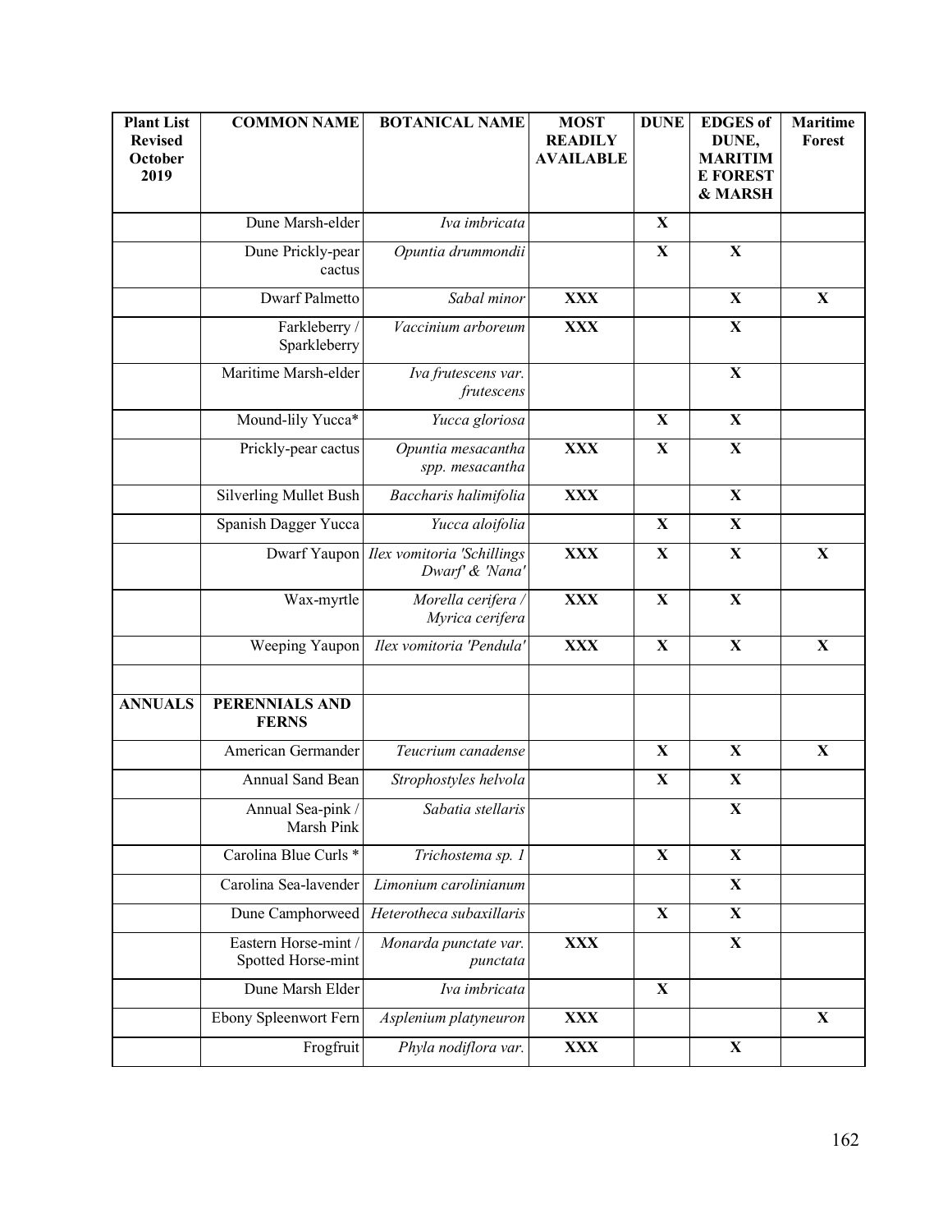| Plant List Revised October 2019 | COMMON NAME | BOTANICAL NAME | MOST READILY AVAILABLE | DUNE | EDGES of DUNE, MARITIME FOREST & MARSH | Maritime Forest |
|---|---|---|---|---|---|---|
| | Dune Marsh-elder | *Iva imbricata* | | X | | |
| | Dune Prickly-pear cactus | *Opuntia drummondii* | | X | X | |
| | Dwarf Palmetto | *Sabal minor* | XXX | | X | X |
| | Farkleberry / Sparkleberry | *Vaccinium arboreum* | XXX | | X | |
| | Maritime Marsh-elder | *Iva frutescens var. frutescens* | | | X | |
| | Mound-lily Yucca* | *Yucca gloriosa* | | X | X | |
| | Prickly-pear cactus | *Opuntia mesacantha spp. mesacantha* | XXX | X | X | |
| | Silverling Mullet Bush | *Baccharis halimifolia* | XXX | | X | |
| | Spanish Dagger Yucca | *Yucca aloifolia* | | X | X | |
| | Dwarf Yaupon | *Ilex vomitoria 'Schillings Dwarf' & 'Nana'* | XXX | X | X | X |
| | Wax-myrtle | *Morella cerifera / Myrica cerifera* | XXX | X | X | |
| | Weeping Yaupon | *Ilex vomitoria 'Pendula'* | XXX | X | X | X |
| | | | | | | |
| **ANNUALS** | **PERENNIALS AND FERNS** | | | | | |
| | American Germander | *Teucrium canadense* | | X | X | X |
| | Annual Sand Bean | *Strophostyles helvola* | | X | X | |
| | Annual Sea-pink / Marsh Pink | *Sabatia stellaris* | | | X | |
| | Carolina Blue Curls * | *Trichostema sp. 1* | | X | X | |
| | Carolina Sea-lavender | *Limonium carolinianum* | | | X | |
| | Dune Camphorweed | *Heterotheca subaxillaris* | | X | X | |
| | Eastern Horse-mint / Spotted Horse-mint | *Monarda punctate var. punctata* | XXX | | X | |
| | Dune Marsh Elder | *Iva imbricata* | | X | | |
| | Ebony Spleenwort Fern | *Asplenium platyneuron* | XXX | | | X |
| | Frogfruit | *Phyla nodiflora var.* | XXX | | X | |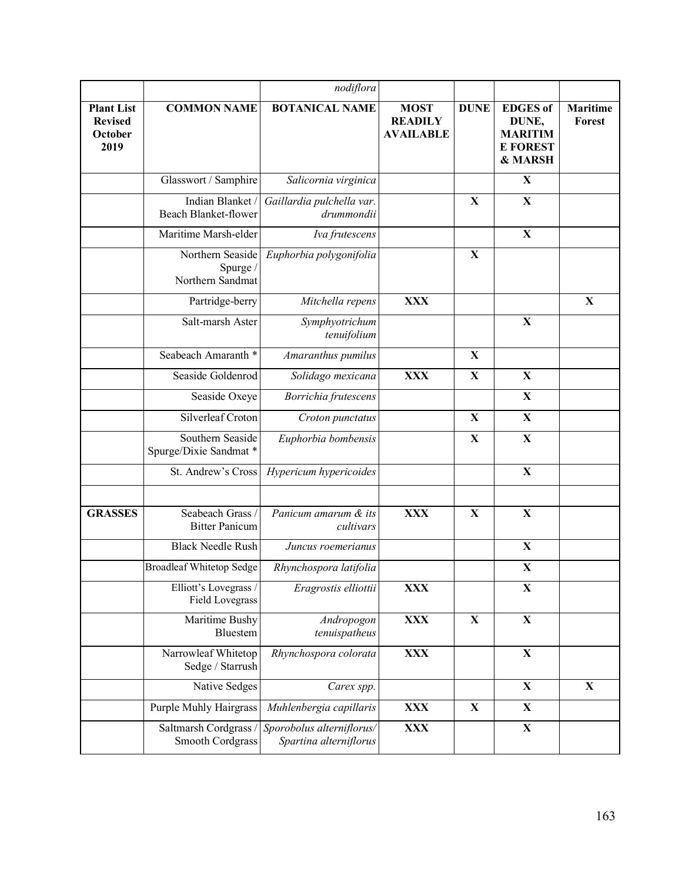| | | *nodiflora* | | | | |
|---|---|---|---|---|---|---|
| **Plant List Revised October 2019** | **COMMON NAME** | **BOTANICAL NAME** | **MOST READILY AVAILABLE** | **DUNE** | **EDGES of DUNE, MARITIME FOREST & MARSH** | **Maritime Forest** |
| | Glasswort / Samphire | *Salicornia virginica* | | | **X** | |
| | Indian Blanket / Beach Blanket-flower | *Gaillardia pulchella var. drummondii* | | **X** | **X** | |
| | Maritime Marsh-elder | *Iva frutescens* | | | **X** | |
| | Northern Seaside Spurge / Northern Sandmat | *Euphorbia polygonifolia* | | **X** | | |
| | Partridge-berry | *Mitchella repens* | **XXX** | | | **X** |
| | Salt-marsh Aster | *Symphyotrichum tenuifolium* | | | **X** | |
| | Seabeach Amaranth * | *Amaranthus pumilus* | | **X** | | |
| | Seaside Goldenrod | *Solidago mexicana* | **XXX** | **X** | **X** | |
| | Seaside Oxeye | *Borrichia frutescens* | | | **X** | |
| | Silverleaf Croton | *Croton punctatus* | | **X** | **X** | |
| | Southern Seaside Spurge/Dixie Sandmat * | *Euphorbia bombensis* | | **X** | **X** | |
| | St. Andrew's Cross | *Hypericum hypericoides* | | | **X** | |
| | | | | | | |
| **GRASSES** | Seabeach Grass / Bitter Panicum | *Panicum amarum & its cultivars* | **XXX** | **X** | **X** | |
| | Black Needle Rush | *Juncus roemerianus* | | | **X** | |
| | Broadleaf Whitetop Sedge | *Rhynchospora latifolia* | | | **X** | |
| | Elliott's Lovegrass / Field Lovegrass | *Eragrostis elliottii* | **XXX** | | **X** | |
| | Maritime Bushy Bluestem | *Andropogon tenuispatheus* | **XXX** | **X** | **X** | |
| | Narrowleaf Whitetop Sedge / Starrush | *Rhynchospora colorata* | **XXX** | | **X** | |
| | Native Sedges | *Carex spp.* | | | **X** | **X** |
| | Purple Muhly Hairgrass | *Muhlenbergia capillaris* | **XXX** | **X** | **X** | |
| | Saltmarsh Cordgrass / Smooth Cordgrass | *Sporobolus alterniflorus/ Spartina alterniflorus* | **XXX** | | **X** | |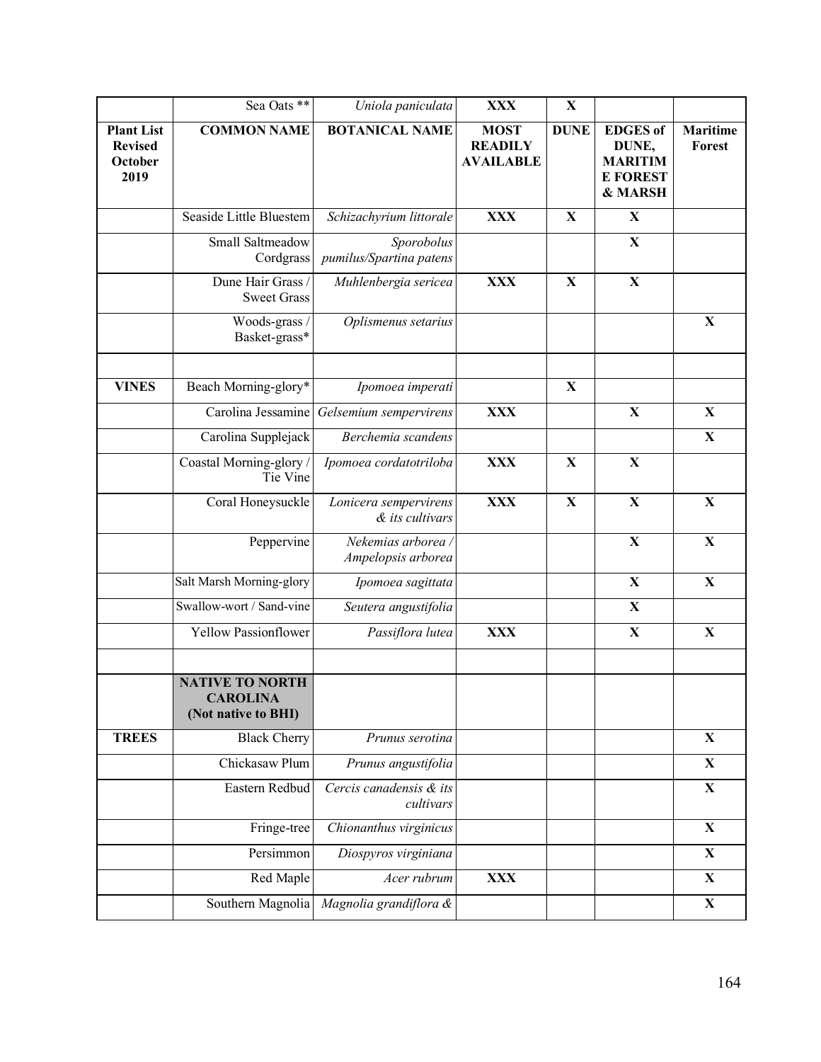|  | Sea Oats ** | *Uniola paniculata* | **XXX** | **X** |  |  |
|---|---|---|---|---|---|---|
| **Plant List Revised October 2019** | **COMMON NAME** | **BOTANICAL NAME** | **MOST READILY AVAILABLE** | **DUNE** | **EDGES of DUNE, MARITIME FOREST & MARSH** | **Maritime Forest** |
|  | Seaside Little Bluestem | *Schizachyrium littorale* | **XXX** | **X** | **X** |  |
|  | Small Saltmeadow Cordgrass | *Sporobolus pumilus/Spartina patens* |  |  | **X** |  |
|  | Dune Hair Grass / Sweet Grass | *Muhlenbergia sericea* | **XXX** | **X** | **X** |  |
|  | Woods-grass / Basket-grass* | *Oplismenus setarius* |  |  |  | **X** |
|  |  |  |  |  |  |  |
| **VINES** | Beach Morning-glory* | *Ipomoea imperati* |  | **X** |  |  |
|  | Carolina Jessamine | *Gelsemium sempervirens* | **XXX** |  | **X** | **X** |
|  | Carolina Supplejack | *Berchemia scandens* |  |  |  | **X** |
|  | Coastal Morning-glory / Tie Vine | *Ipomoea cordatotriloba* | **XXX** | **X** | **X** |  |
|  | Coral Honeysuckle | *Lonicera sempervirens & its cultivars* | **XXX** | **X** | **X** | **X** |
|  | Peppervine | *Nekemias arborea / Ampelopsis arborea* |  |  | **X** | **X** |
|  | Salt Marsh Morning-glory | *Ipomoea sagittata* |  |  | **X** | **X** |
|  | Swallow-wort / Sand-vine | *Seutera angustifolia* |  |  | **X** |  |
|  | Yellow Passionflower | *Passiflora lutea* | **XXX** |  | **X** | **X** |
|  |  |  |  |  |  |  |
|  | **NATIVE TO NORTH CAROLINA (Not native to BHI)** |  |  |  |  |  |
| **TREES** | Black Cherry | *Prunus serotina* |  |  |  | **X** |
|  | Chickasaw Plum | *Prunus angustifolia* |  |  |  | **X** |
|  | Eastern Redbud | *Cercis canadensis & its cultivars* |  |  |  | **X** |
|  | Fringe-tree | *Chionanthus virginicus* |  |  |  | **X** |
|  | Persimmon | *Diospyros virginiana* |  |  |  | **X** |
|  | Red Maple | *Acer rubrum* | **XXX** |  |  | **X** |
|  | Southern Magnolia | *Magnolia grandiflora &* |  |  |  | **X** |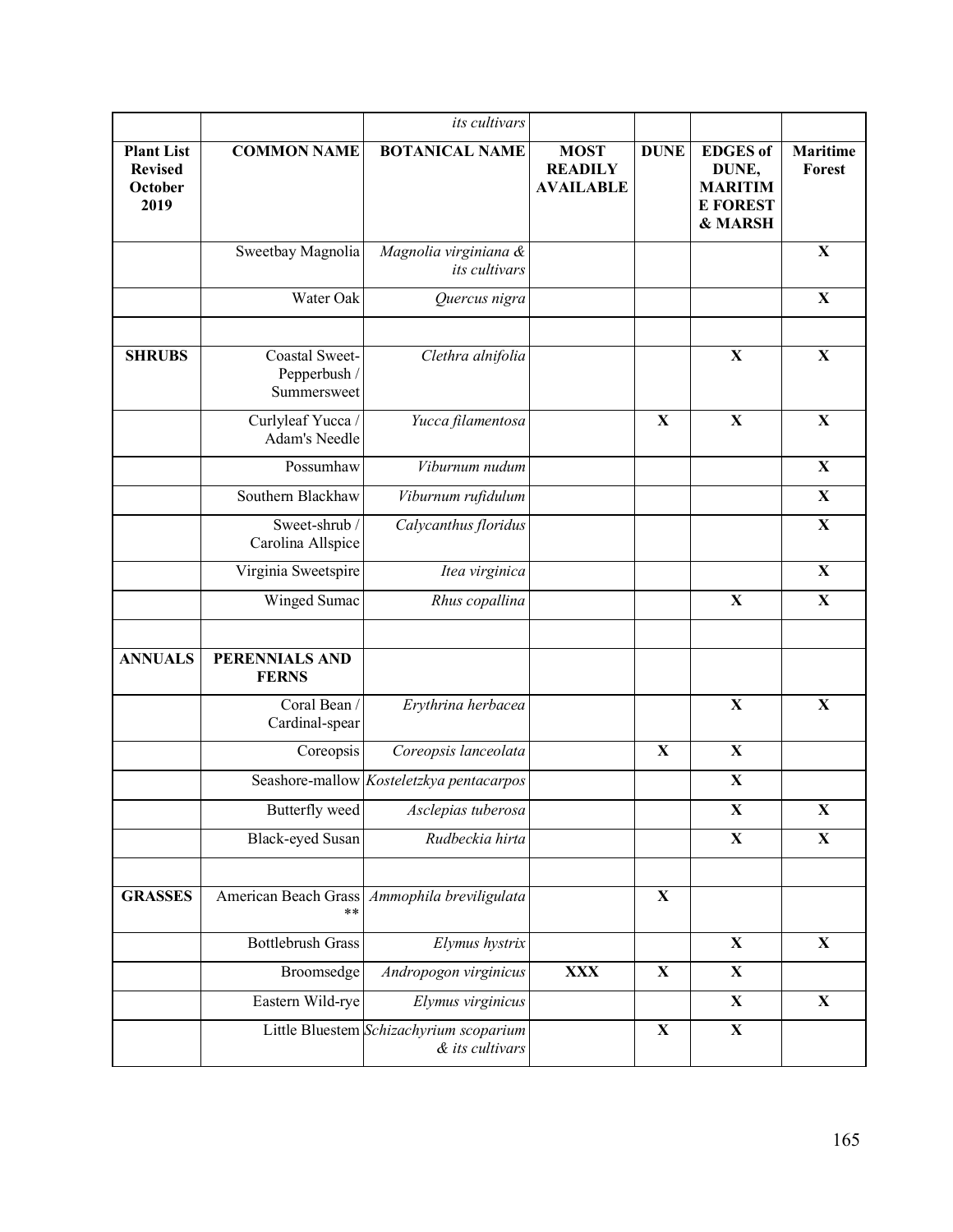| | | *its cultivars* | | | | |
|---|---|---|---|---|---|---|
| **Plant List Revised October 2019** | **COMMON NAME** | **BOTANICAL NAME** | **MOST READILY AVAILABLE** | **DUNE** | **EDGES of DUNE, MARITIME FOREST & MARSH** | **Maritime Forest** |
| | Sweetbay Magnolia | *Magnolia virginiana & its cultivars* | | | | **X** |
| | Water Oak | *Quercus nigra* | | | | **X** |
| | | | | | | |
| **SHRUBS** | Coastal Sweet-Pepperbush / Summersweet | *Clethra alnifolia* | | | **X** | **X** |
| | Curlyleaf Yucca / Adam's Needle | *Yucca filamentosa* | | **X** | **X** | **X** |
| | Possumhaw | *Viburnum nudum* | | | | **X** |
| | Southern Blackhaw | *Viburnum rufidulum* | | | | **X** |
| | Sweet-shrub / Carolina Allspice | *Calycanthus floridus* | | | | **X** |
| | Virginia Sweetspire | *Itea virginica* | | | | **X** |
| | Winged Sumac | *Rhus copallina* | | | **X** | **X** |
| | | | | | | |
| **ANNUALS** | **PERENNIALS AND FERNS** | | | | | |
| | Coral Bean / Cardinal-spear | *Erythrina herbacea* | | | **X** | **X** |
| | Coreopsis | *Coreopsis lanceolata* | | **X** | **X** | |
| | Seashore-mallow | *Kosteletzkya pentacarpos* | | | **X** | |
| | Butterfly weed | *Asclepias tuberosa* | | | **X** | **X** |
| | Black-eyed Susan | *Rudbeckia hirta* | | | **X** | **X** |
| | | | | | | |
| **GRASSES** | American Beach Grass ** | *Ammophila breviligulata* | | **X** | | |
| | Bottlebrush Grass | *Elymus hystrix* | | | **X** | **X** |
| | Broomsedge | *Andropogon virginicus* | **XXX** | **X** | **X** | |
| | Eastern Wild-rye | *Elymus virginicus* | | | **X** | **X** |
| | Little Bluestem | *Schizachyrium scoparium & its cultivars* | | **X** | **X** | |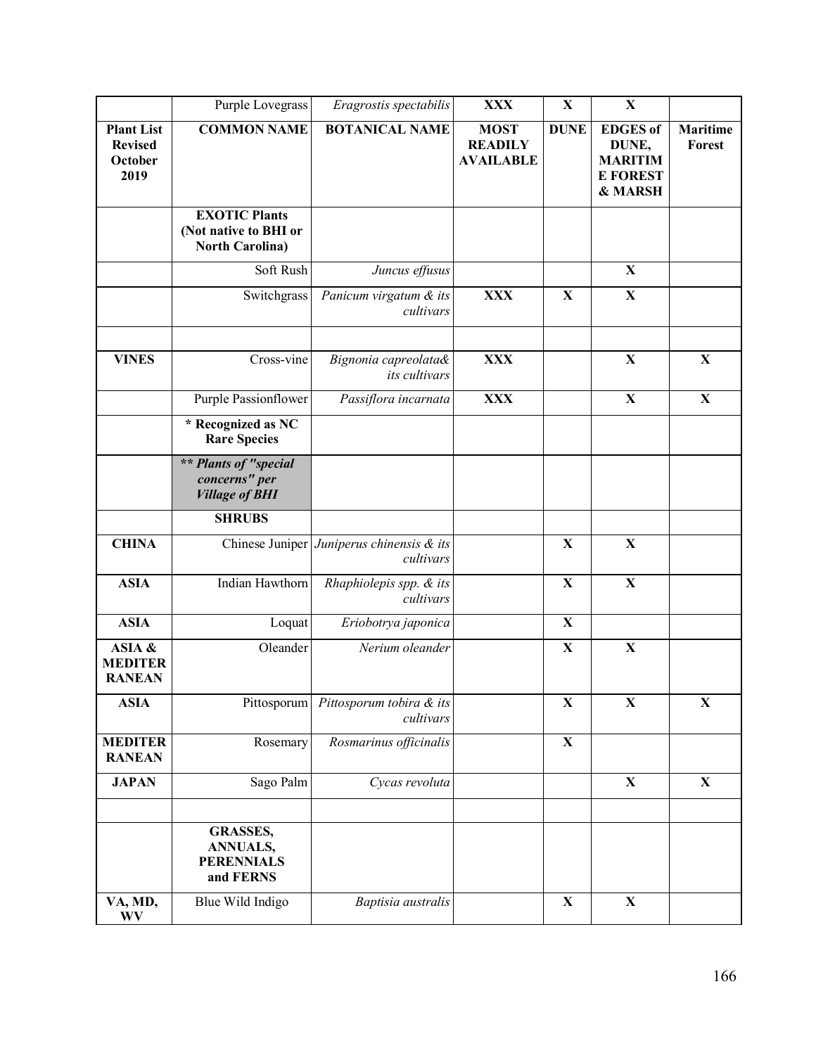| | Purple Lovegrass | *Eragrostis spectabilis* | **XXX** | **X** | **X** | |
|---|---|---|---|---|---|---|
| **Plant List Revised October 2019** | **COMMON NAME** | **BOTANICAL NAME** | **MOST READILY AVAILABLE** | **DUNE** | **EDGES of DUNE, MARITIME FOREST & MARSH** | **Maritime Forest** |
| | **EXOTIC Plants (Not native to BHI or North Carolina)** | | | | | |
| | Soft Rush | *Juncus effusus* | | | **X** | |
| | Switchgrass | *Panicum virgatum & its cultivars* | **XXX** | **X** | **X** | |
| | | | | | | |
| **VINES** | Cross-vine | *Bignonia capreolata& its cultivars* | **XXX** | | **X** | **X** |
| | Purple Passionflower | *Passiflora incarnata* | **XXX** | | **X** | **X** |
| | **\* Recognized as NC Rare Species** | | | | | |
| | ***\*\* Plants of "special concerns" per Village of BHI*** | | | | | |
| | **SHRUBS** | | | | | |
| **CHINA** | Chinese Juniper | *Juniperus chinensis & its cultivars* | | **X** | **X** | |
| **ASIA** | Indian Hawthorn | *Rhaphiolepis spp. & its cultivars* | | **X** | **X** | |
| **ASIA** | Loquat | *Eriobotrya japonica* | | **X** | | |
| **ASIA & MEDITERRANEAN** | Oleander | *Nerium oleander* | | **X** | **X** | |
| **ASIA** | Pittosporum | *Pittosporum tobira & its cultivars* | | **X** | **X** | **X** |
| **MEDITERRANEAN** | Rosemary | *Rosmarinus officinalis* | | **X** | | |
| **JAPAN** | Sago Palm | *Cycas revoluta* | | | **X** | **X** |
| | | | | | | |
| | **GRASSES, ANNUALS, PERENNIALS and FERNS** | | | | | |
| **VA, MD, WV** | Blue Wild Indigo | *Baptisia australis* | | **X** | **X** | |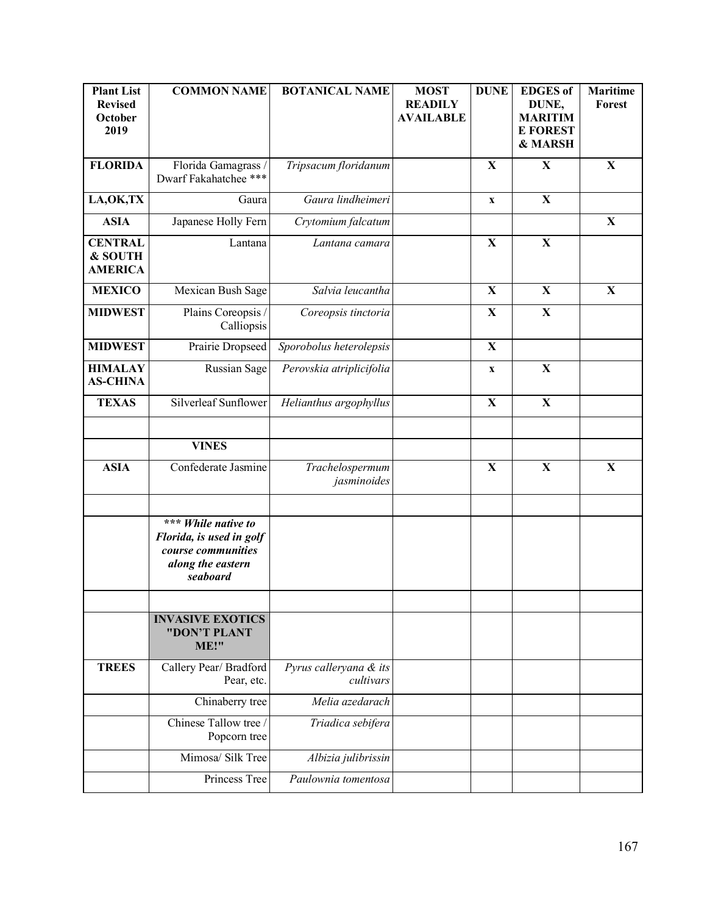| Plant List Revised October 2019 | COMMON NAME | BOTANICAL NAME | MOST READILY AVAILABLE | DUNE | EDGES of DUNE, MARITIME FOREST & MARSH | Maritime Forest |
|---|---|---|---|---|---|---|
| **FLORIDA** | Florida Gamagrass / Dwarf Fakahatchee *** | *Tripsacum floridanum* | | **X** | **X** | **X** |
| **LA,OK,TX** | Gaura | *Gaura lindheimeri* | | **x** | **X** | |
| **ASIA** | Japanese Holly Fern | *Crytomium falcatum* | | | | **X** |
| **CENTRAL & SOUTH AMERICA** | Lantana | *Lantana camara* | | **X** | **X** | |
| **MEXICO** | Mexican Bush Sage | *Salvia leucantha* | | **X** | **X** | **X** |
| **MIDWEST** | Plains Coreopsis / Calliopsis | *Coreopsis tinctoria* | | **X** | **X** | |
| **MIDWEST** | Prairie Dropseed | *Sporobolus heterolepsis* | | **X** | | |
| **HIMALAYAS-CHINA** | Russian Sage | *Perovskia atriplicifolia* | | **x** | **X** | |
| **TEXAS** | Silverleaf Sunflower | *Helianthus argophyllus* | | **X** | **X** | |
| | | | | | | |
| | **VINES** | | | | | |
| **ASIA** | Confederate Jasmine | *Trachelospermum jasminoides* | | **X** | **X** | **X** |
| | | | | | | |
| | ***\*\*\* While native to Florida, is used in golf course communities along the eastern seaboard*** | | | | | |
| | | | | | | |
| | **INVASIVE EXOTICS "DON'T PLANT ME!"** | | | | | |
| **TREES** | Callery Pear/ Bradford Pear, etc. | *Pyrus calleryana & its cultivars* | | | | |
| | Chinaberry tree | *Melia azedarach* | | | | |
| | Chinese Tallow tree / Popcorn tree | *Triadica sebifera* | | | | |
| | Mimosa/ Silk Tree | *Albizia julibrissin* | | | | |
| | Princess Tree | *Paulownia tomentosa* | | | | |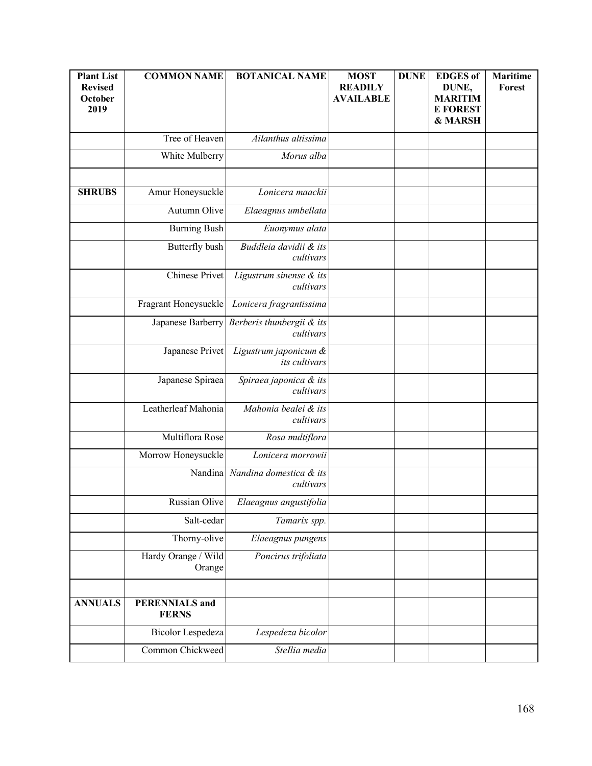| Plant List Revised October 2019 | COMMON NAME | BOTANICAL NAME | MOST READILY AVAILABLE | DUNE | EDGES of DUNE, MARITIME FOREST & MARSH | Maritime Forest |
|---|---|---|---|---|---|---|
| | Tree of Heaven | *Ailanthus altissima* | | | | |
| | White Mulberry | *Morus alba* | | | | |
| | | | | | | |
| **SHRUBS** | Amur Honeysuckle | *Lonicera maackii* | | | | |
| | Autumn Olive | *Elaeagnus umbellata* | | | | |
| | Burning Bush | *Euonymus alata* | | | | |
| | Butterfly bush | *Buddleia davidii & its cultivars* | | | | |
| | Chinese Privet | *Ligustrum sinense & its cultivars* | | | | |
| | Fragrant Honeysuckle | *Lonicera fragrantissima* | | | | |
| | Japanese Barberry | *Berberis thunbergii & its cultivars* | | | | |
| | Japanese Privet | *Ligustrum japonicum & its cultivars* | | | | |
| | Japanese Spiraea | *Spiraea japonica & its cultivars* | | | | |
| | Leatherleaf Mahonia | *Mahonia bealei & its cultivars* | | | | |
| | Multiflora Rose | *Rosa multiflora* | | | | |
| | Morrow Honeysuckle | *Lonicera morrowii* | | | | |
| | Nandina | *Nandina domestica & its cultivars* | | | | |
| | Russian Olive | *Elaeagnus angustifolia* | | | | |
| | Salt-cedar | *Tamarix spp.* | | | | |
| | Thorny-olive | *Elaeagnus pungens* | | | | |
| | Hardy Orange / Wild Orange | *Poncirus trifoliata* | | | | |
| | | | | | | |
| **ANNUALS** | **PERENNIALS and FERNS** | | | | | |
| | Bicolor Lespedeza | *Lespedeza bicolor* | | | | |
| | Common Chickweed | *Stellia media* | | | | |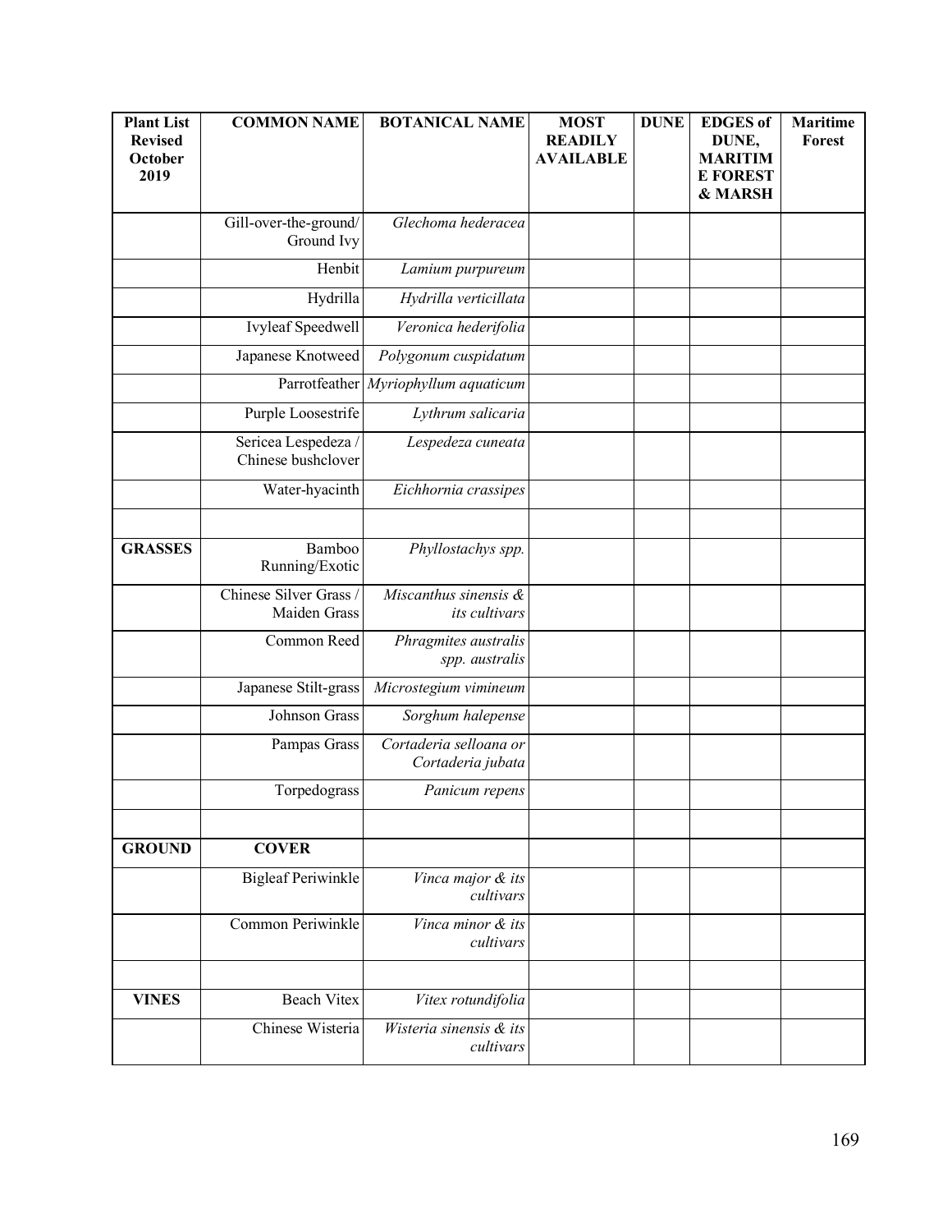| Plant List Revised October 2019 | COMMON NAME | BOTANICAL NAME | MOST READILY AVAILABLE | DUNE | EDGES of DUNE, MARITIME FOREST & MARSH | Maritime Forest |
|---|---|---|---|---|---|---|
| | Gill-over-the-ground/ Ground Ivy | *Glechoma hederacea* | | | | |
| | Henbit | *Lamium purpureum* | | | | |
| | Hydrilla | *Hydrilla verticillata* | | | | |
| | Ivyleaf Speedwell | *Veronica hederifolia* | | | | |
| | Japanese Knotweed | *Polygonum cuspidatum* | | | | |
| | Parrotfeather | *Myriophyllum aquaticum* | | | | |
| | Purple Loosestrife | *Lythrum salicaria* | | | | |
| | Sericea Lespedeza / Chinese bushclover | *Lespedeza cuneata* | | | | |
| | Water-hyacinth | *Eichhornia crassipes* | | | | |
| | | | | | | |
| **GRASSES** | Bamboo Running/Exotic | *Phyllostachys spp.* | | | | |
| | Chinese Silver Grass / Maiden Grass | *Miscanthus sinensis & its cultivars* | | | | |
| | Common Reed | *Phragmites australis spp. australis* | | | | |
| | Japanese Stilt-grass | *Microstegium vimineum* | | | | |
| | Johnson Grass | *Sorghum halepense* | | | | |
| | Pampas Grass | *Cortaderia selloana or Cortaderia jubata* | | | | |
| | Torpedograss | *Panicum repens* | | | | |
| | | | | | | |
| **GROUND** | **COVER** | | | | | |
| | Bigleaf Periwinkle | *Vinca major & its cultivars* | | | | |
| | Common Periwinkle | *Vinca minor & its cultivars* | | | | |
| | | | | | | |
| **VINES** | Beach Vitex | *Vitex rotundifolia* | | | | |
| | Chinese Wisteria | *Wisteria sinensis & its cultivars* | | | | |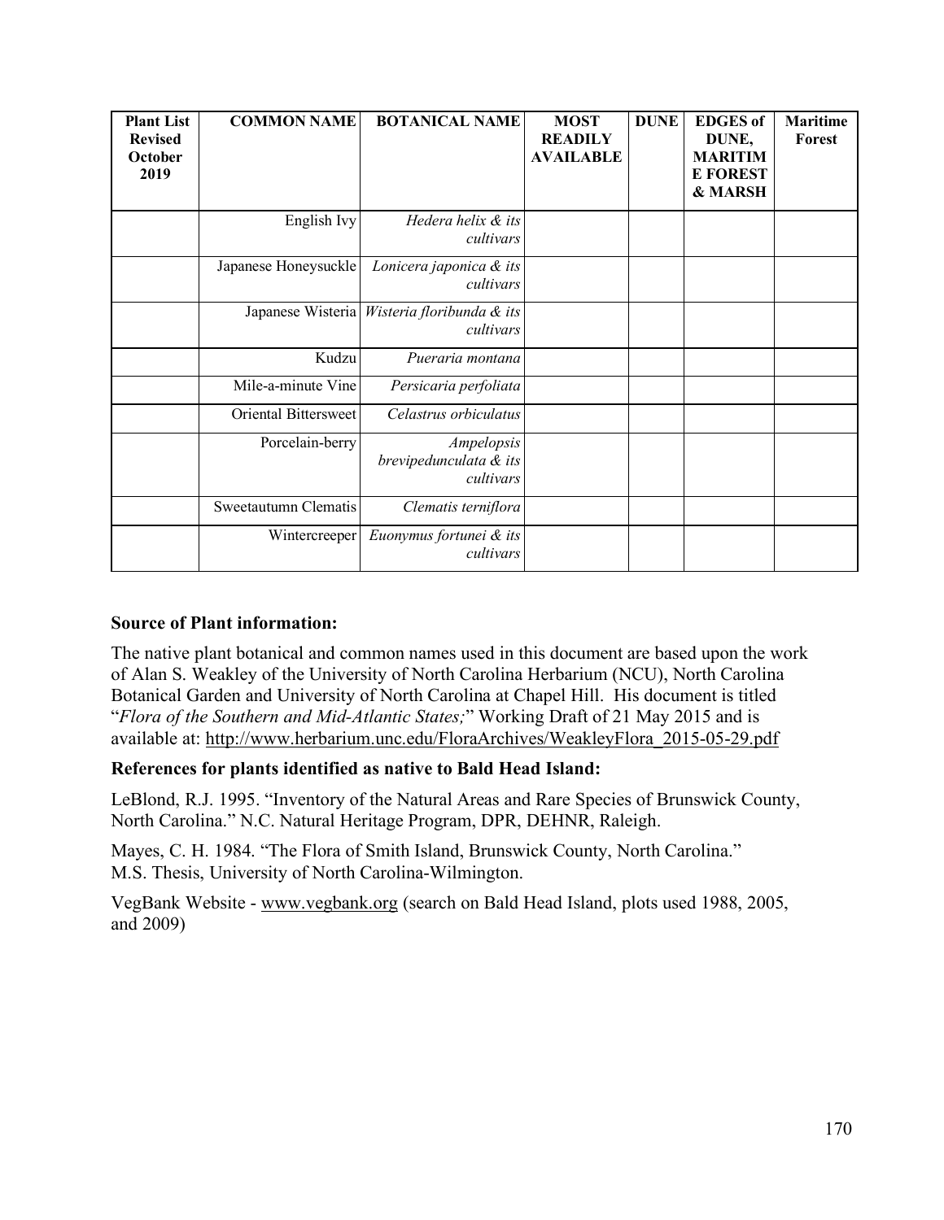| Plant List Revised October 2019 | COMMON NAME | BOTANICAL NAME | MOST READILY AVAILABLE | DUNE | EDGES of DUNE, MARITIME FOREST & MARSH | Maritime Forest |
|---|---|---|---|---|---|---|
| | English Ivy | *Hedera helix & its cultivars* | | | | |
| | Japanese Honeysuckle | *Lonicera japonica & its cultivars* | | | | |
| | Japanese Wisteria | *Wisteria floribunda & its cultivars* | | | | |
| | Kudzu | *Pueraria montana* | | | | |
| | Mile-a-minute Vine | *Persicaria perfoliata* | | | | |
| | Oriental Bittersweet | *Celastrus orbiculatus* | | | | |
| | Porcelain-berry | *Ampelopsis brevipedunculata & its cultivars* | | | | |
| | Sweetautumn Clematis | *Clematis terniflora* | | | | |
| | Wintercreeper | *Euonymus fortunei & its cultivars* | | | | |

**Source of Plant information:**

The native plant botanical and common names used in this document are based upon the work of Alan S. Weakley of the University of North Carolina Herbarium (NCU), North Carolina Botanical Garden and University of North Carolina at Chapel Hill. His document is titled "*Flora of the Southern and Mid-Atlantic States;*" Working Draft of 21 May 2015 and is available at: http://www.herbarium.unc.edu/FloraArchives/WeakleyFlora_2015-05-29.pdf

**References for plants identified as native to Bald Head Island:**

LeBlond, R.J. 1995. "Inventory of the Natural Areas and Rare Species of Brunswick County, North Carolina." N.C. Natural Heritage Program, DPR, DEHNR, Raleigh.

Mayes, C. H. 1984. "The Flora of Smith Island, Brunswick County, North Carolina." M.S. Thesis, University of North Carolina-Wilmington.

VegBank Website - www.vegbank.org (search on Bald Head Island, plots used 1988, 2005, and 2009)